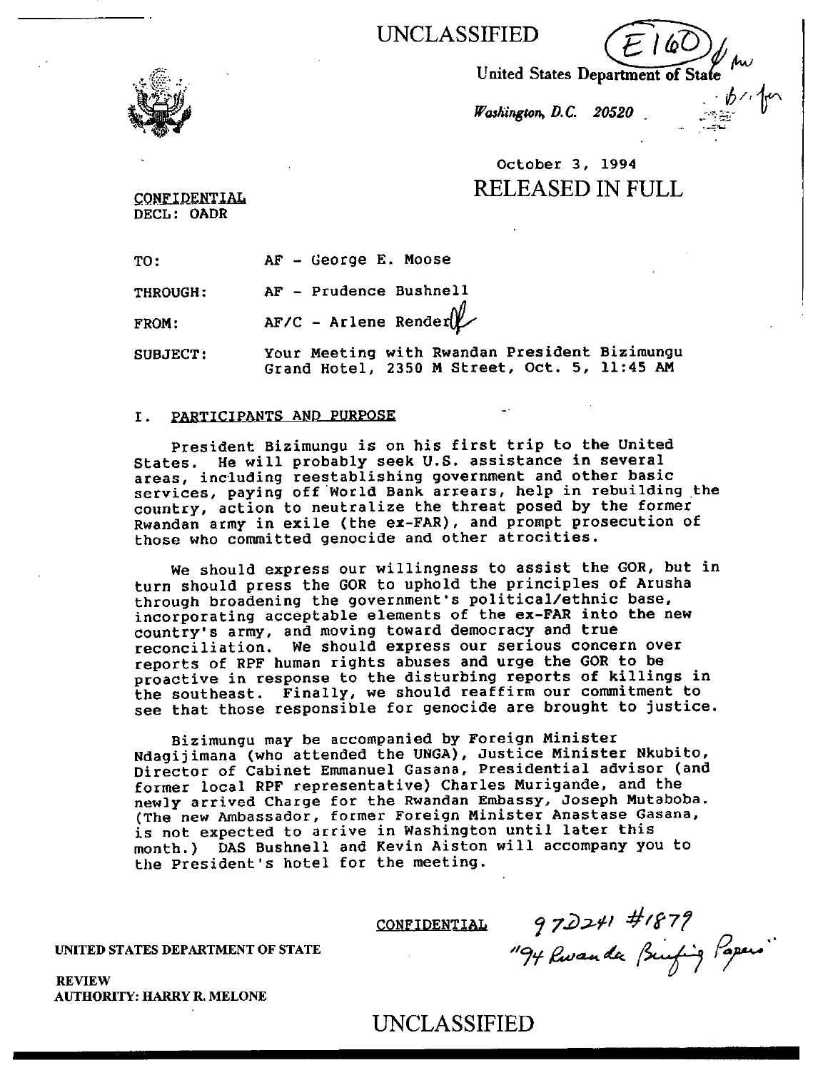UNCLASSIFIED

E160

United States Department of State

*Washington, D.C. 20520*

October 3, 1994

RELEASED IN FULL

CONFIDENTIAL
DECL: OADR

TO: AF - George E. Moose

THROUGH: AF - Prudence Bushnell

FROM: AF/C - Arlene Render

SUBJECT: Your Meeting with Rwandan President Bizimungu Grand Hotel, 2350 M Street, Oct. 5, 11:45 AM

## I. PARTICIPANTS AND PURPOSE

President Bizimungu is on his first trip to the United States. He will probably seek U.S. assistance in several areas, including reestablishing government and other basic services, paying off World Bank arrears, help in rebuilding the country, action to neutralize the threat posed by the former Rwandan army in exile (the ex-FAR), and prompt prosecution of those who committed genocide and other atrocities.

We should express our willingness to assist the GOR, but in turn should press the GOR to uphold the principles of Arusha through broadening the government's political/ethnic base, incorporating acceptable elements of the ex-FAR into the new country's army, and moving toward democracy and true reconciliation. We should express our serious concern over reports of RPF human rights abuses and urge the GOR to be proactive in response to the disturbing reports of killings in the southeast. Finally, we should reaffirm our commitment to see that those responsible for genocide are brought to justice.

Bizimungu may be accompanied by Foreign Minister Ndagijimana (who attended the UNGA), Justice Minister Nkubito, Director of Cabinet Emmanuel Gasana, Presidential advisor (and former local RPF representative) Charles Murigande, and the newly arrived Charge for the Rwandan Embassy, Joseph Mutaboba. (The new Ambassador, former Foreign Minister Anastase Gasana, is not expected to arrive in Washington until later this month.) DAS Bushnell and Kevin Aiston will accompany you to the President's hotel for the meeting.

CONFIDENTIAL

972241 #1879
"94 Rwanda Briefing Papers"

UNITED STATES DEPARTMENT OF STATE
REVIEW AUTHORITY: HARRY R. MELONE

UNCLASSIFIED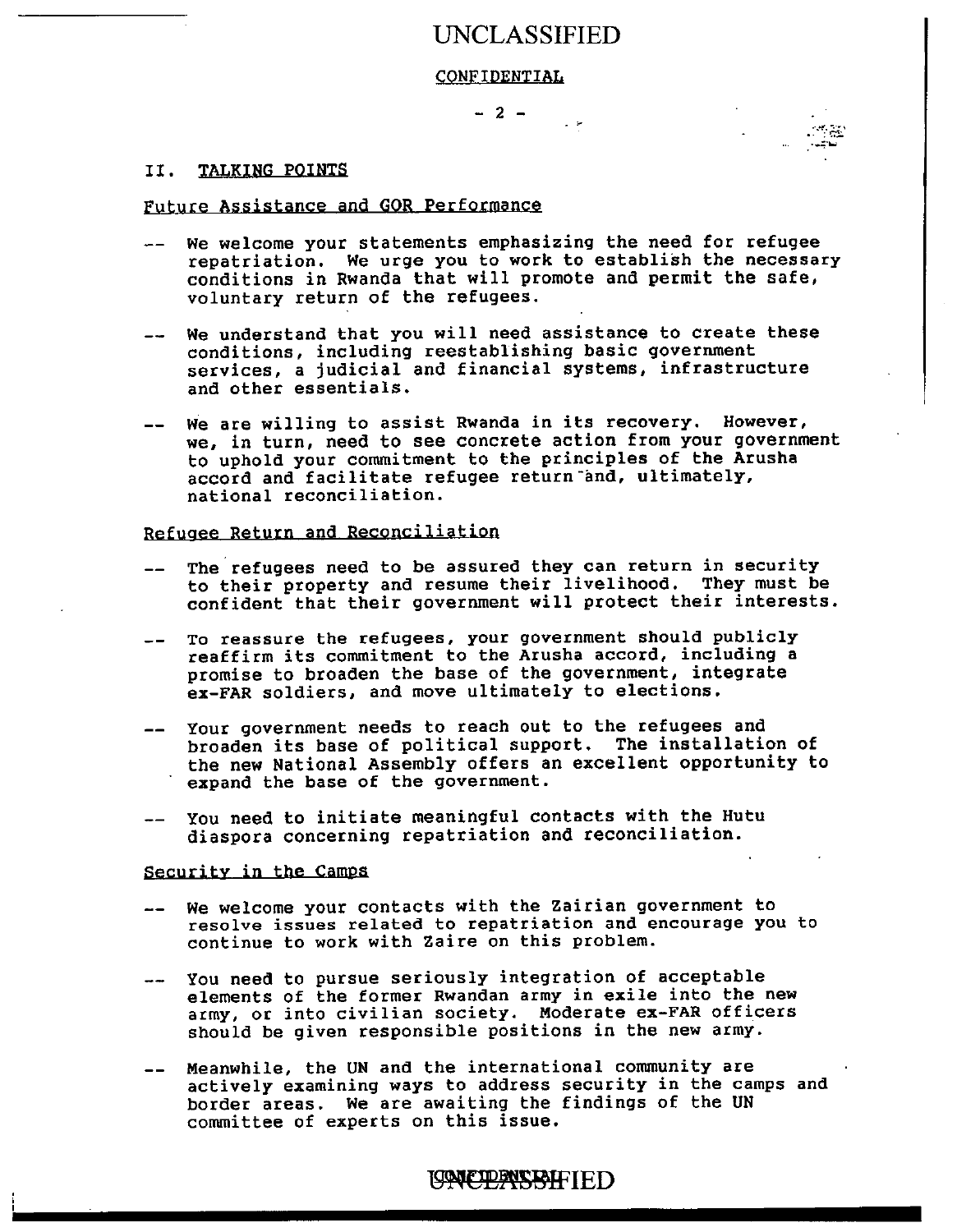UNCLASSIFIED

CONFIDENTIAL

## II. TALKING POINTS

### Future Assistance and GOR Performance

-- We welcome your statements emphasizing the need for refugee repatriation. We urge you to work to establish the necessary conditions in Rwanda that will promote and permit the safe, voluntary return of the refugees.

-- We understand that you will need assistance to create these conditions, including reestablishing basic government services, a judicial and financial systems, infrastructure and other essentials.

-- We are willing to assist Rwanda in its recovery. However, we, in turn, need to see concrete action from your government to uphold your commitment to the principles of the Arusha accord and facilitate refugee return and, ultimately, national reconciliation.

### Refugee Return and Reconciliation

-- The refugees need to be assured they can return in security to their property and resume their livelihood. They must be confident that their government will protect their interests.

-- To reassure the refugees, your government should publicly reaffirm its commitment to the Arusha accord, including a promise to broaden the base of the government, integrate ex-FAR soldiers, and move ultimately to elections.

-- Your government needs to reach out to the refugees and broaden its base of political support. The installation of the new National Assembly offers an excellent opportunity to expand the base of the government.

-- You need to initiate meaningful contacts with the Hutu diaspora concerning repatriation and reconciliation.

### Security in the Camps

-- We welcome your contacts with the Zairian government to resolve issues related to repatriation and encourage you to continue to work with Zaire on this problem.

-- You need to pursue seriously integration of acceptable elements of the former Rwandan army in exile into the new army, or into civilian society. Moderate ex-FAR officers should be given responsible positions in the new army.

-- Meanwhile, the UN and the international community are actively examining ways to address security in the camps and border areas. We are awaiting the findings of the UN committee of experts on this issue.

CONFIDENTIAL
UNCLASSIFIED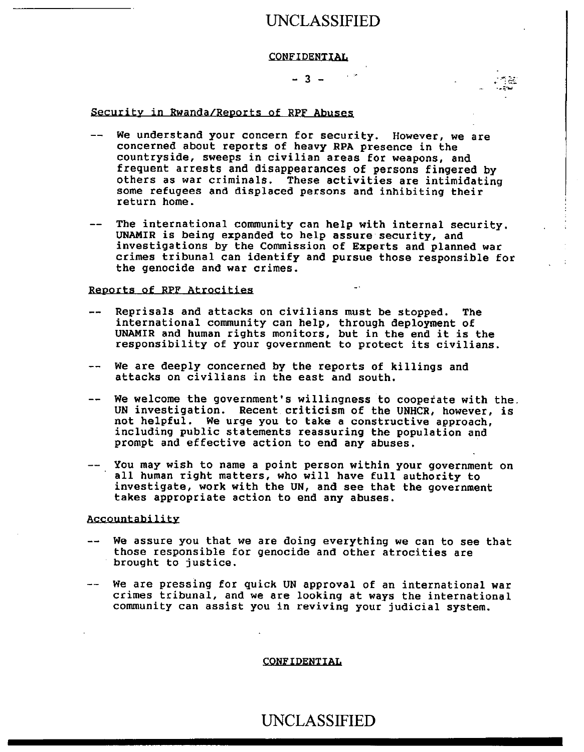CONFIDENTIAL

Security in Rwanda/Reports of RPF Abuses

- -- We understand your concern for security. However, we are concerned about reports of heavy RPA presence in the countryside, sweeps in civilian areas for weapons, and frequent arrests and disappearances of persons fingered by others as war criminals. These activities are intimidating some refugees and displaced persons and inhibiting their return home.
- -- The international community can help with internal security. UNAMIR is being expanded to help assure security, and investigations by the Commission of Experts and planned war crimes tribunal can identify and pursue those responsible for the genocide and war crimes.

Reports of RPF Atrocities

- -- Reprisals and attacks on civilians must be stopped. The international community can help, through deployment of UNAMIR and human rights monitors, but in the end it is the responsibility of your government to protect its civilians.
- -- We are deeply concerned by the reports of killings and attacks on civilians in the east and south.
- -- We welcome the government's willingness to cooperate with the UN investigation. Recent criticism of the UNHCR, however, is not helpful. We urge you to take a constructive approach, including public statements reassuring the population and prompt and effective action to end any abuses.
- -- You may wish to name a point person within your government on all human right matters, who will have full authority to investigate, work with the UN, and see that the government takes appropriate action to end any abuses.

Accountability

- -- We assure you that we are doing everything we can to see that those responsible for genocide and other atrocities are brought to justice.
- -- We are pressing for quick UN approval of an international war crimes tribunal, and we are looking at ways the international community can assist you in reviving your judicial system.

CONFIDENTIAL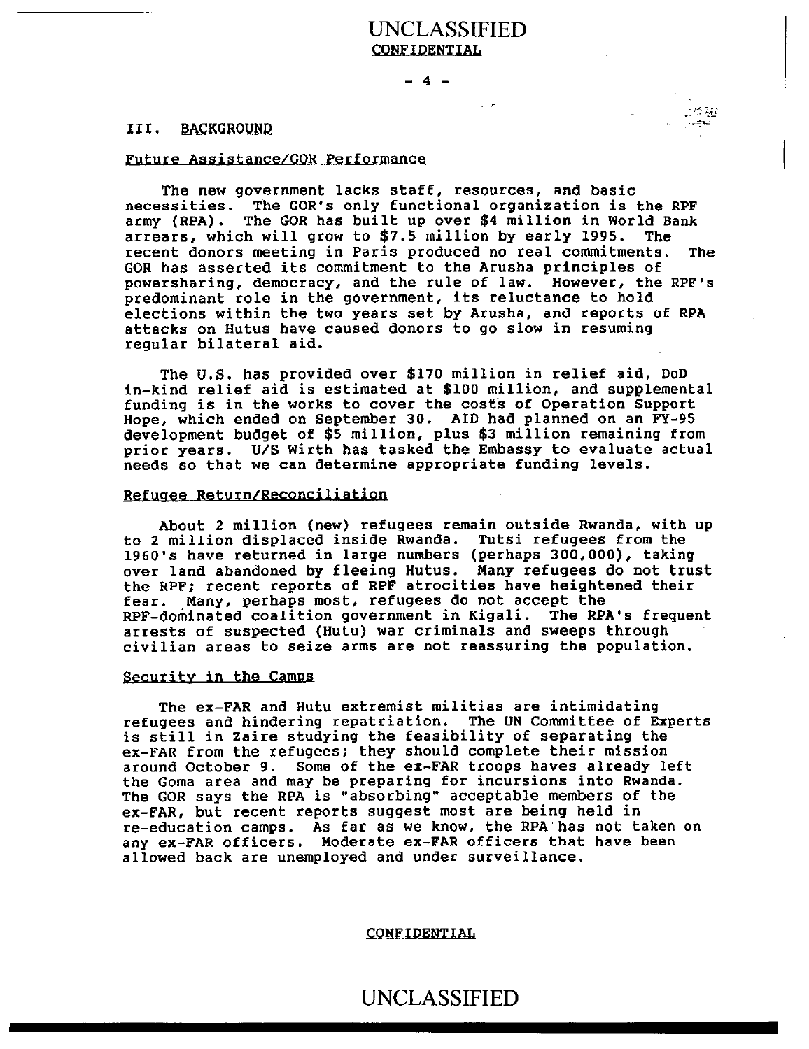### III. BACKGROUND

#### Future Assistance/GOR Performance

The new government lacks staff, resources, and basic necessities. The GOR's only functional organization is the RPF army (RPA). The GOR has built up over $4 million in World Bank arrears, which will grow to $7.5 million by early 1995. The recent donors meeting in Paris produced no real commitments. The GOR has asserted its commitment to the Arusha principles of powersharing, democracy, and the rule of law. However, the RPF's predominant role in the government, its reluctance to hold elections within the two years set by Arusha, and reports of RPA attacks on Hutus have caused donors to go slow in resuming regular bilateral aid.

The U.S. has provided over $170 million in relief aid, DoD in-kind relief aid is estimated at $100 million, and supplemental funding is in the works to cover the costs of Operation Support Hope, which ended on September 30. AID had planned on an FY-95 development budget of $5 million, plus $3 million remaining from prior years. U/S Wirth has tasked the Embassy to evaluate actual needs so that we can determine appropriate funding levels.

#### Refugee Return/Reconciliation

About 2 million (new) refugees remain outside Rwanda, with up to 2 million displaced inside Rwanda. Tutsi refugees from the 1960's have returned in large numbers (perhaps 300,000), taking over land abandoned by fleeing Hutus. Many refugees do not trust the RPF; recent reports of RPF atrocities have heightened their fear. Many, perhaps most, refugees do not accept the RPF-dominated coalition government in Kigali. The RPA's frequent arrests of suspected (Hutu) war criminals and sweeps through civilian areas to seize arms are not reassuring the population.

#### Security in the Camps

The ex-FAR and Hutu extremist militias are intimidating refugees and hindering repatriation. The UN Committee of Experts is still in Zaire studying the feasibility of separating the ex-FAR from the refugees; they should complete their mission around October 9. Some of the ex-FAR troops haves already left the Goma area and may be preparing for incursions into Rwanda. The GOR says the RPA is "absorbing" acceptable members of the ex-FAR, but recent reports suggest most are being held in re-education camps. As far as we know, the RPA has not taken on any ex-FAR officers. Moderate ex-FAR officers that have been allowed back are unemployed and under surveillance.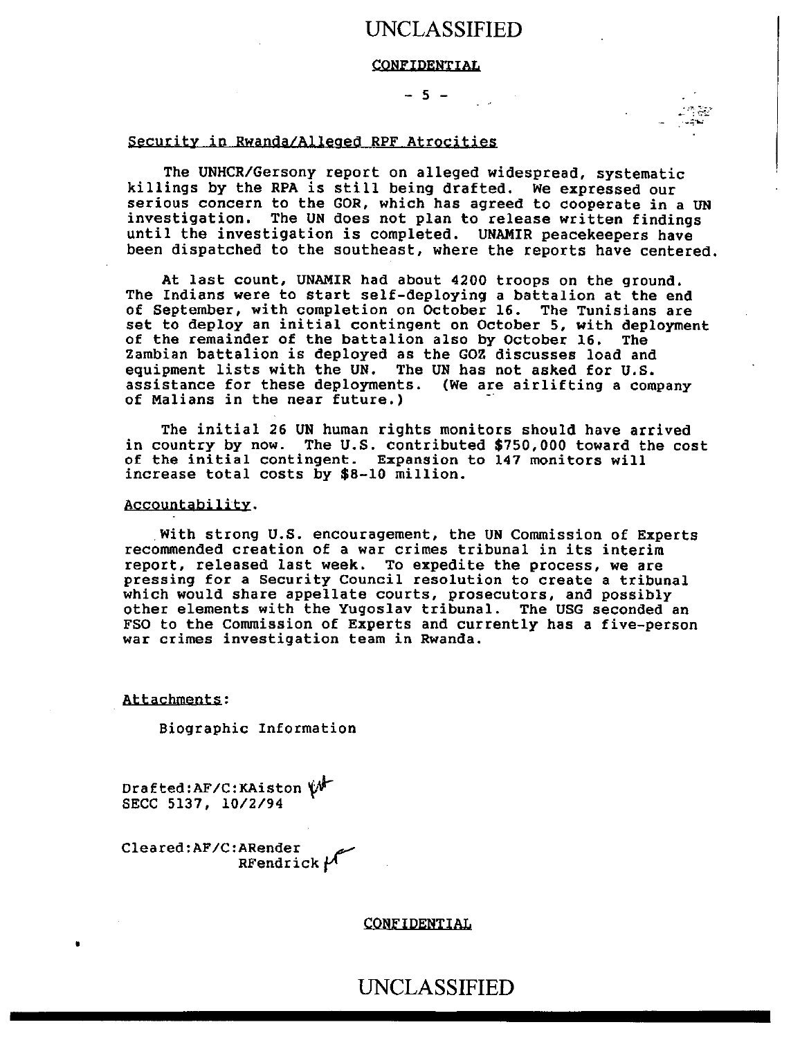CONFIDENTIAL

Security in Rwanda/Alleged RPF Atrocities

The UNHCR/Gersony report on alleged widespread, systematic killings by the RPA is still being drafted. We expressed our serious concern to the GOR, which has agreed to cooperate in a UN investigation. The UN does not plan to release written findings until the investigation is completed. UNAMIR peacekeepers have been dispatched to the southeast, where the reports have centered.

At last count, UNAMIR had about 4200 troops on the ground. The Indians were to start self-deploying a battalion at the end of September, with completion on October 16. The Tunisians are set to deploy an initial contingent on October 5, with deployment of the remainder of the battalion also by October 16. The Zambian battalion is deployed as the GOZ discusses load and equipment lists with the UN. The UN has not asked for U.S. assistance for these deployments. (We are airlifting a company of Malians in the near future.)

The initial 26 UN human rights monitors should have arrived in country by now. The U.S. contributed $750,000 toward the cost of the initial contingent. Expansion to 147 monitors will increase total costs by $8-10 million.

Accountability.

With strong U.S. encouragement, the UN Commission of Experts recommended creation of a war crimes tribunal in its interim report, released last week. To expedite the process, we are pressing for a Security Council resolution to create a tribunal which would share appellate courts, prosecutors, and possibly other elements with the Yugoslav tribunal. The USG seconded an FSO to the Commission of Experts and currently has a five-person war crimes investigation team in Rwanda.

Attachments:

Biographic Information

Drafted:AF/C:KAiston
SECC 5137, 10/2/94

Cleared:AF/C:ARender
RFendrick

CONFIDENTIAL